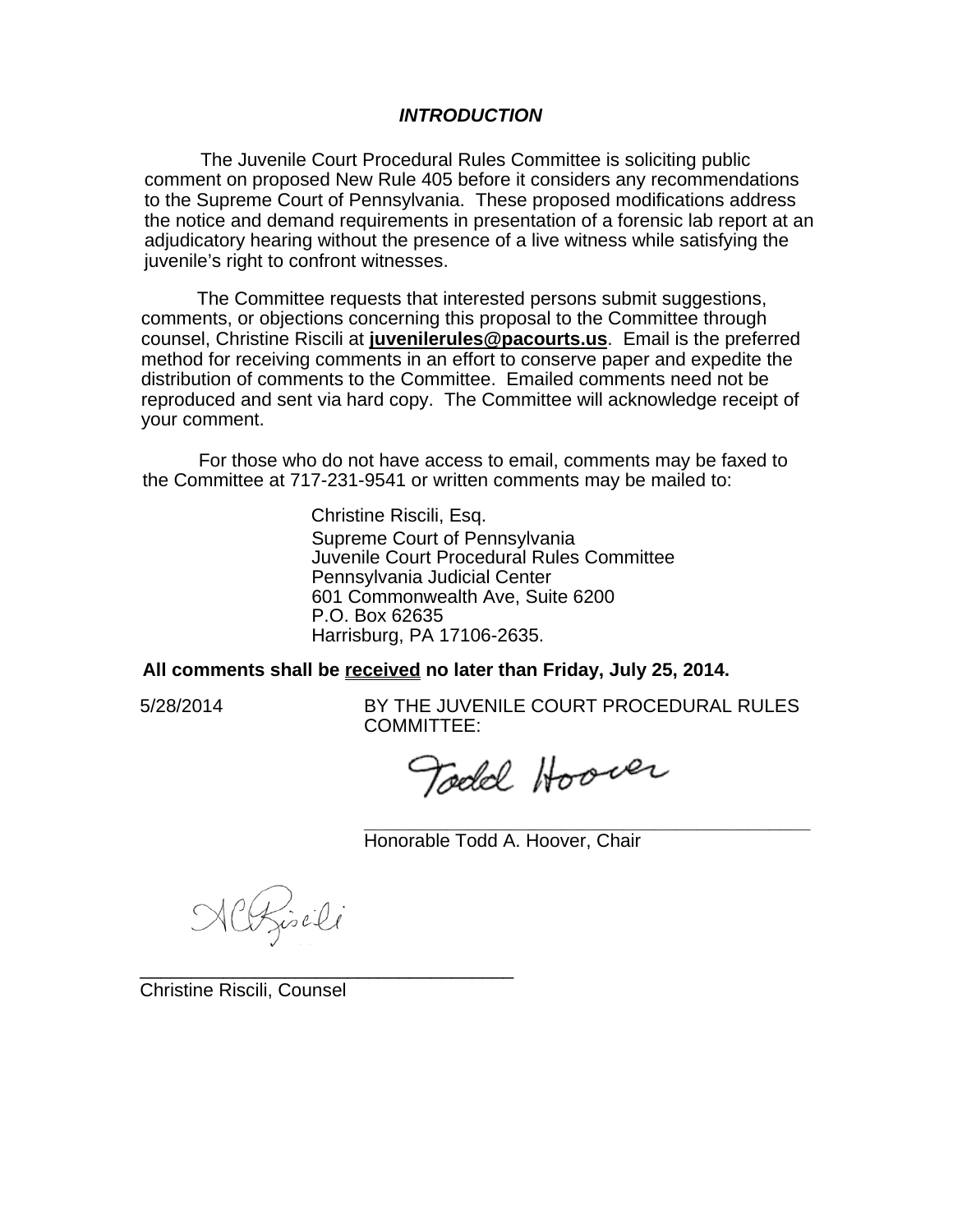### ***INTRODUCTION***

The Juvenile Court Procedural Rules Committee is soliciting public comment on proposed New Rule 405 before it considers any recommendations to the Supreme Court of Pennsylvania. These proposed modifications address the notice and demand requirements in presentation of a forensic lab report at an adjudicatory hearing without the presence of a live witness while satisfying the juvenile's right to confront witnesses.

The Committee requests that interested persons submit suggestions, comments, or objections concerning this proposal to the Committee through counsel, Christine Riscili at **juvenilerules@pacourts.us**. Email is the preferred method for receiving comments in an effort to conserve paper and expedite the distribution of comments to the Committee. Emailed comments need not be reproduced and sent via hard copy. The Committee will acknowledge receipt of your comment.

For those who do not have access to email, comments may be faxed to the Committee at 717-231-9541 or written comments may be mailed to:

Christine Riscili, Esq.
Supreme Court of Pennsylvania
Juvenile Court Procedural Rules Committee
Pennsylvania Judicial Center
601 Commonwealth Ave, Suite 6200
P.O. Box 62635
Harrisburg, PA 17106-2635.

**All comments shall be received no later than Friday, July 25, 2014.**

5/28/2014

BY THE JUVENILE COURT PROCEDURAL RULES COMMITTEE:

Todd Hoover

___________________________________________
Honorable Todd A. Hoover, Chair

ACRiscili

___________________________________
Christine Riscili, Counsel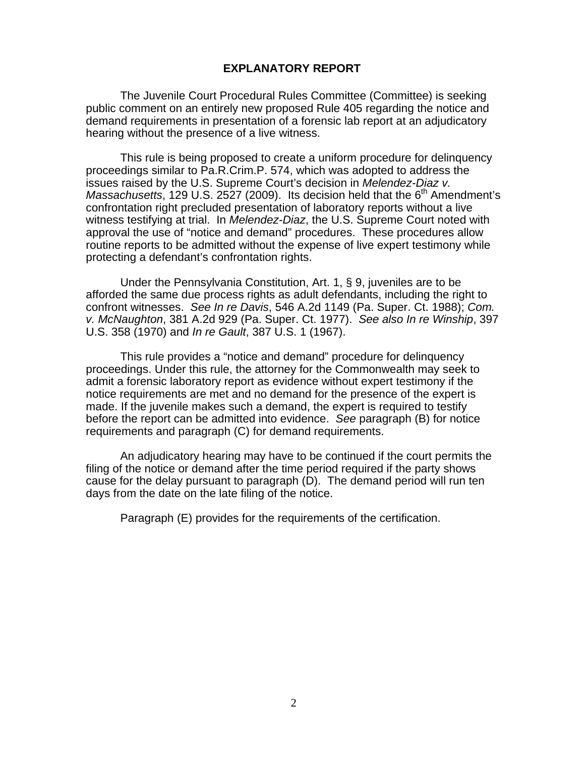## EXPLANATORY REPORT

The Juvenile Court Procedural Rules Committee (Committee) is seeking public comment on an entirely new proposed Rule 405 regarding the notice and demand requirements in presentation of a forensic lab report at an adjudicatory hearing without the presence of a live witness.

This rule is being proposed to create a uniform procedure for delinquency proceedings similar to Pa.R.Crim.P. 574, which was adopted to address the issues raised by the U.S. Supreme Court's decision in *Melendez-Diaz v. Massachusetts*, 129 U.S. 2527 (2009). Its decision held that the 6th Amendment's confrontation right precluded presentation of laboratory reports without a live witness testifying at trial. In *Melendez-Diaz*, the U.S. Supreme Court noted with approval the use of "notice and demand" procedures. These procedures allow routine reports to be admitted without the expense of live expert testimony while protecting a defendant's confrontation rights.

Under the Pennsylvania Constitution, Art. 1, § 9, juveniles are to be afforded the same due process rights as adult defendants, including the right to confront witnesses. *See In re Davis*, 546 A.2d 1149 (Pa. Super. Ct. 1988); *Com. v. McNaughton*, 381 A.2d 929 (Pa. Super. Ct. 1977). *See also In re Winship*, 397 U.S. 358 (1970) and *In re Gault*, 387 U.S. 1 (1967).

This rule provides a "notice and demand" procedure for delinquency proceedings. Under this rule, the attorney for the Commonwealth may seek to admit a forensic laboratory report as evidence without expert testimony if the notice requirements are met and no demand for the presence of the expert is made. If the juvenile makes such a demand, the expert is required to testify before the report can be admitted into evidence. *See* paragraph (B) for notice requirements and paragraph (C) for demand requirements.

An adjudicatory hearing may have to be continued if the court permits the filing of the notice or demand after the time period required if the party shows cause for the delay pursuant to paragraph (D). The demand period will run ten days from the date on the late filing of the notice.

Paragraph (E) provides for the requirements of the certification.